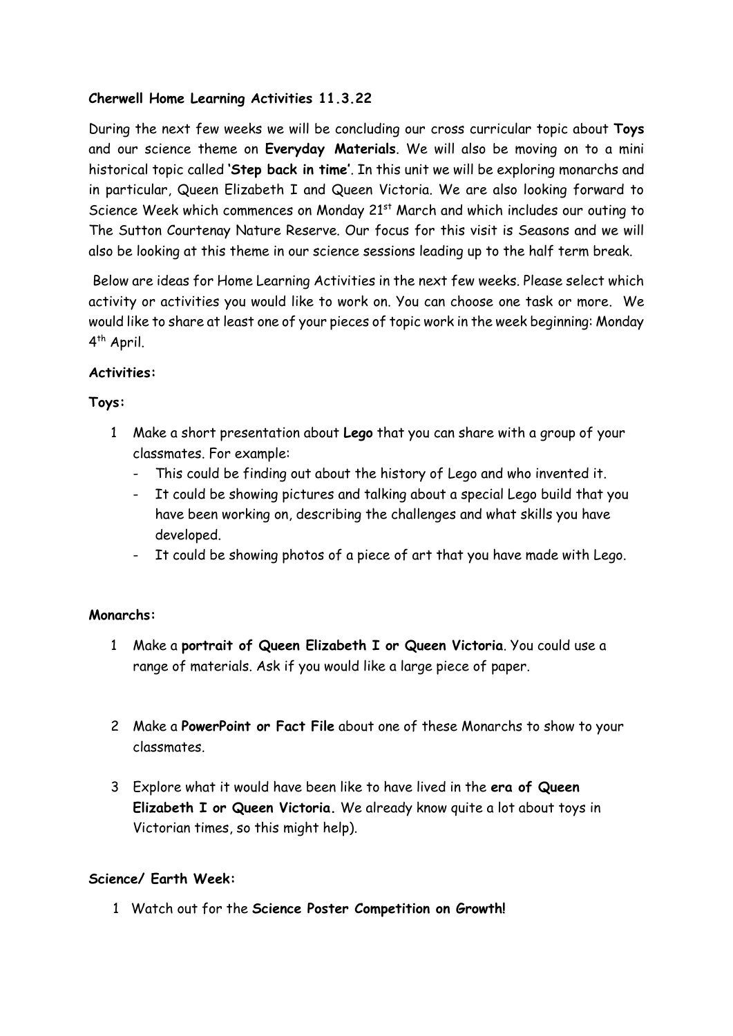**Cherwell Home Learning Activities 11.3.22**

During the next few weeks we will be concluding our cross curricular topic about **Toys** and our science theme on **Everyday Materials**. We will also be moving on to a mini historical topic called **'Step back in time'**. In this unit we will be exploring monarchs and in particular, Queen Elizabeth I and Queen Victoria. We are also looking forward to Science Week which commences on Monday 21st March and which includes our outing to The Sutton Courtenay Nature Reserve. Our focus for this visit is Seasons and we will also be looking at this theme in our science sessions leading up to the half term break.

Below are ideas for Home Learning Activities in the next few weeks. Please select which activity or activities you would like to work on. You can choose one task or more. We would like to share at least one of your pieces of topic work in the week beginning: Monday 4th April.

**Activities:**

**Toys:**

1. Make a short presentation about **Lego** that you can share with a group of your classmates. For example:
   - This could be finding out about the history of Lego and who invented it.
   - It could be showing pictures and talking about a special Lego build that you have been working on, describing the challenges and what skills you have developed.
   - It could be showing photos of a piece of art that you have made with Lego.

**Monarchs:**

1. Make a **portrait of Queen Elizabeth I or Queen Victoria**. You could use a range of materials. Ask if you would like a large piece of paper.

2. Make a **PowerPoint or Fact File** about one of these Monarchs to show to your classmates.

3. Explore what it would have been like to have lived in the **era of Queen Elizabeth I or Queen Victoria.** We already know quite a lot about toys in Victorian times, so this might help).

**Science/ Earth Week:**

1. Watch out for the **Science Poster Competition on Growth!**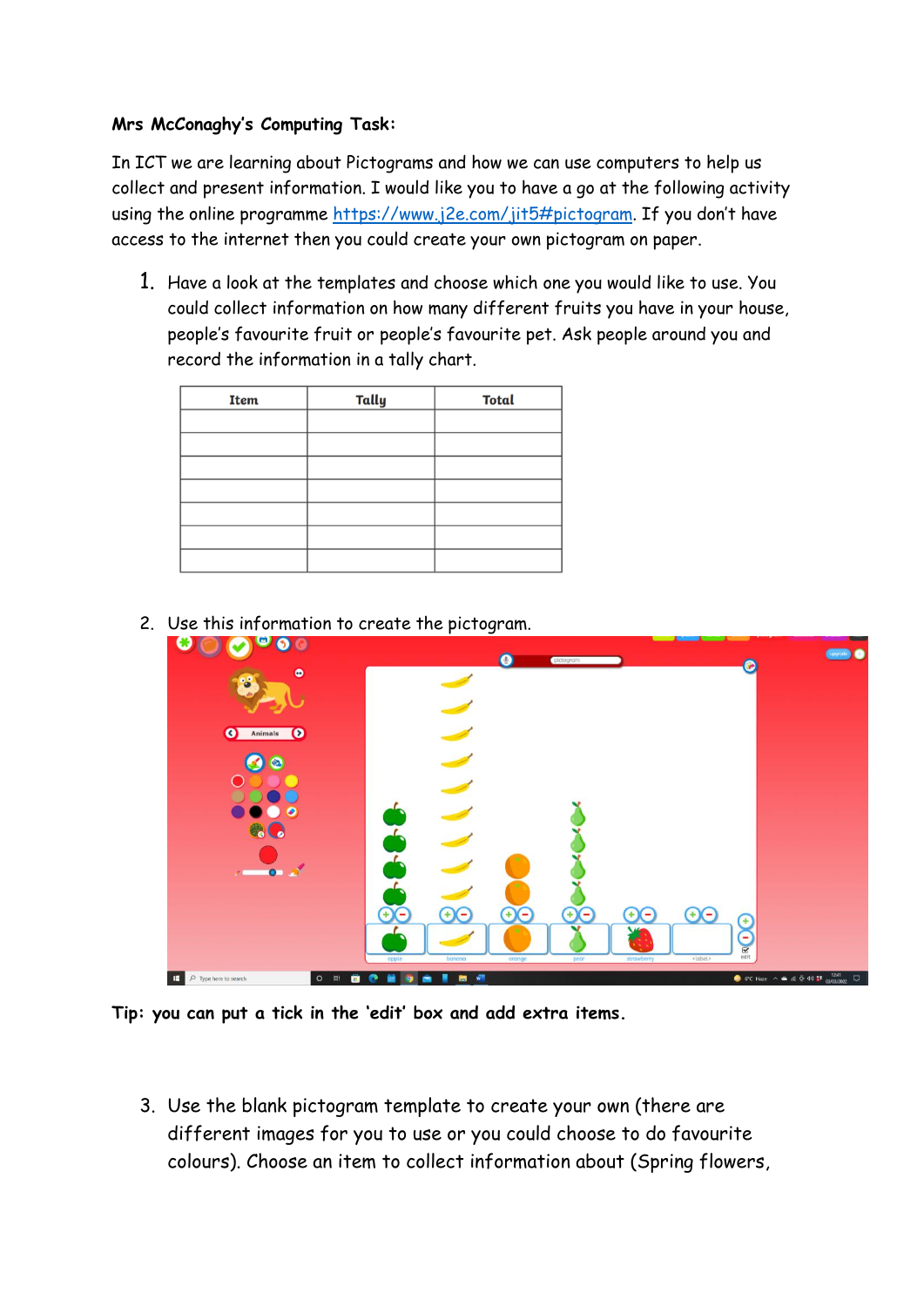**Mrs McConaghy's Computing Task:**

In ICT we are learning about Pictograms and how we can use computers to help us collect and present information. I would like you to have a go at the following activity using the online programme [https://www.j2e.com/jit5#pictogram](https://www.j2e.com/jit5#pictogram). If you don't have access to the internet then you could create your own pictogram on paper.

1. Have a look at the templates and choose which one you would like to use. You could collect information on how many different fruits you have in your house, people's favourite fruit or people's favourite pet. Ask people around you and record the information in a tally chart.

| Item | Tally | Total |
|---|---|---|
| | | |
| | | |
| | | |
| | | |
| | | |
| | | |
| | | |

2. Use this information to create the pictogram.

**Tip: you can put a tick in the 'edit' box and add extra items.**

3. Use the blank pictogram template to create your own (there are different images for you to use or you could choose to do favourite colours). Choose an item to collect information about (Spring flowers,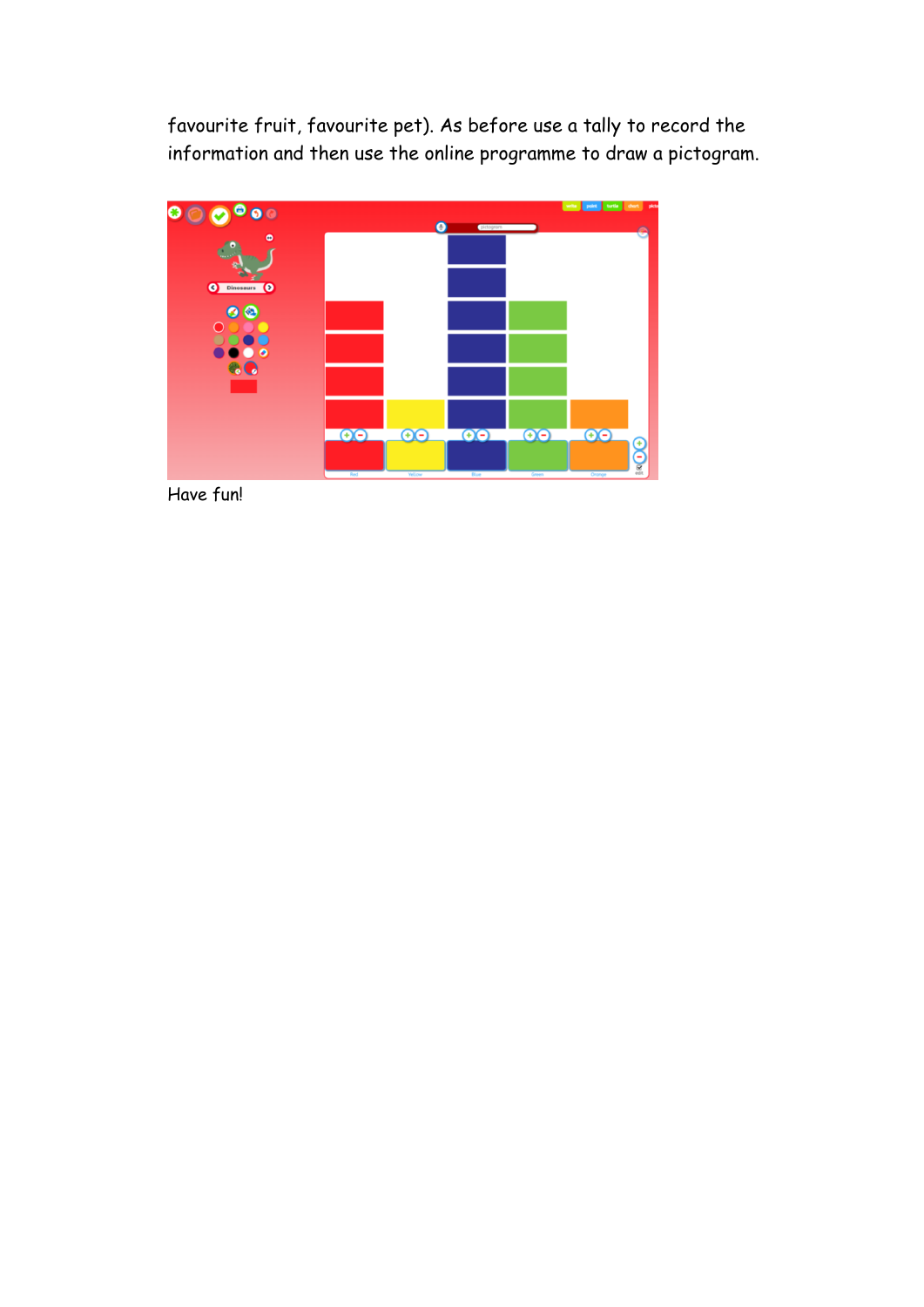favourite fruit, favourite pet). As before use a tally to record the information and then use the online programme to draw a pictogram.

Have fun!